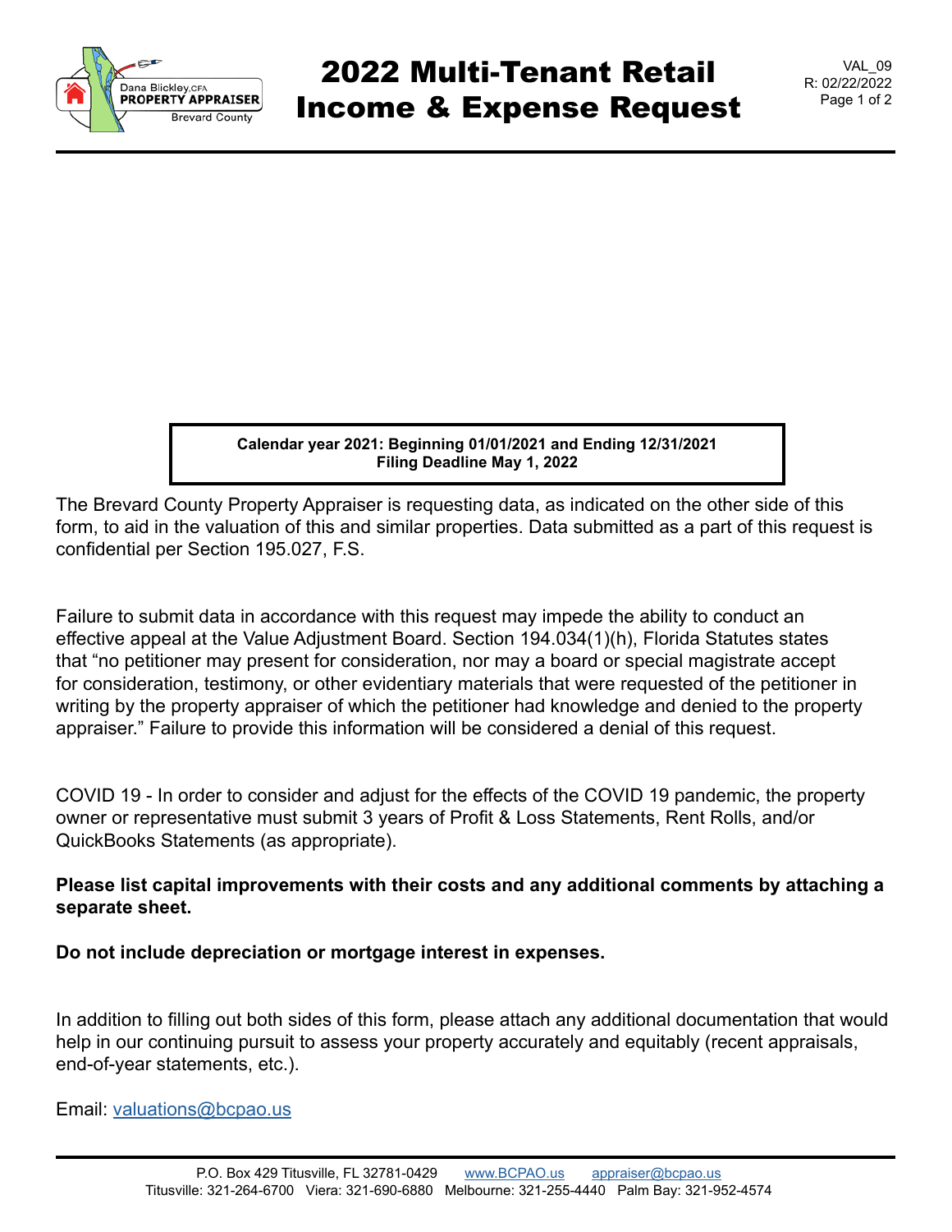# 2022 Multi-Tenant Retail Income & Expense Request

VAL_09
R: 02/22/2022

Dana Blickley, CFA
PROPERTY APPRAISER
Brevard County

**Calendar year 2021: Beginning 01/01/2021 and Ending 12/31/2021**
**Filing Deadline May 1, 2022**

The Brevard County Property Appraiser is requesting data, as indicated on the other side of this form, to aid in the valuation of this and similar properties. Data submitted as a part of this request is confidential per Section 195.027, F.S.

Failure to submit data in accordance with this request may impede the ability to conduct an effective appeal at the Value Adjustment Board. Section 194.034(1)(h), Florida Statutes states that "no petitioner may present for consideration, nor may a board or special magistrate accept for consideration, testimony, or other evidentiary materials that were requested of the petitioner in writing by the property appraiser of which the petitioner had knowledge and denied to the property appraiser." Failure to provide this information will be considered a denial of this request.

COVID 19 - In order to consider and adjust for the effects of the COVID 19 pandemic, the property owner or representative must submit 3 years of Profit & Loss Statements, Rent Rolls, and/or QuickBooks Statements (as appropriate).

**Please list capital improvements with their costs and any additional comments by attaching a separate sheet.**

**Do not include depreciation or mortgage interest in expenses.**

In addition to filling out both sides of this form, please attach any additional documentation that would help in our continuing pursuit to assess your property accurately and equitably (recent appraisals, end-of-year statements, etc.).

Email: valuations@bcpao.us

P.O. Box 429 Titusville, FL 32781-0429 www.BCPAO.us appraiser@bcpao.us
Titusville: 321-264-6700 Viera: 321-690-6880 Melbourne: 321-255-4440 Palm Bay: 321-952-4574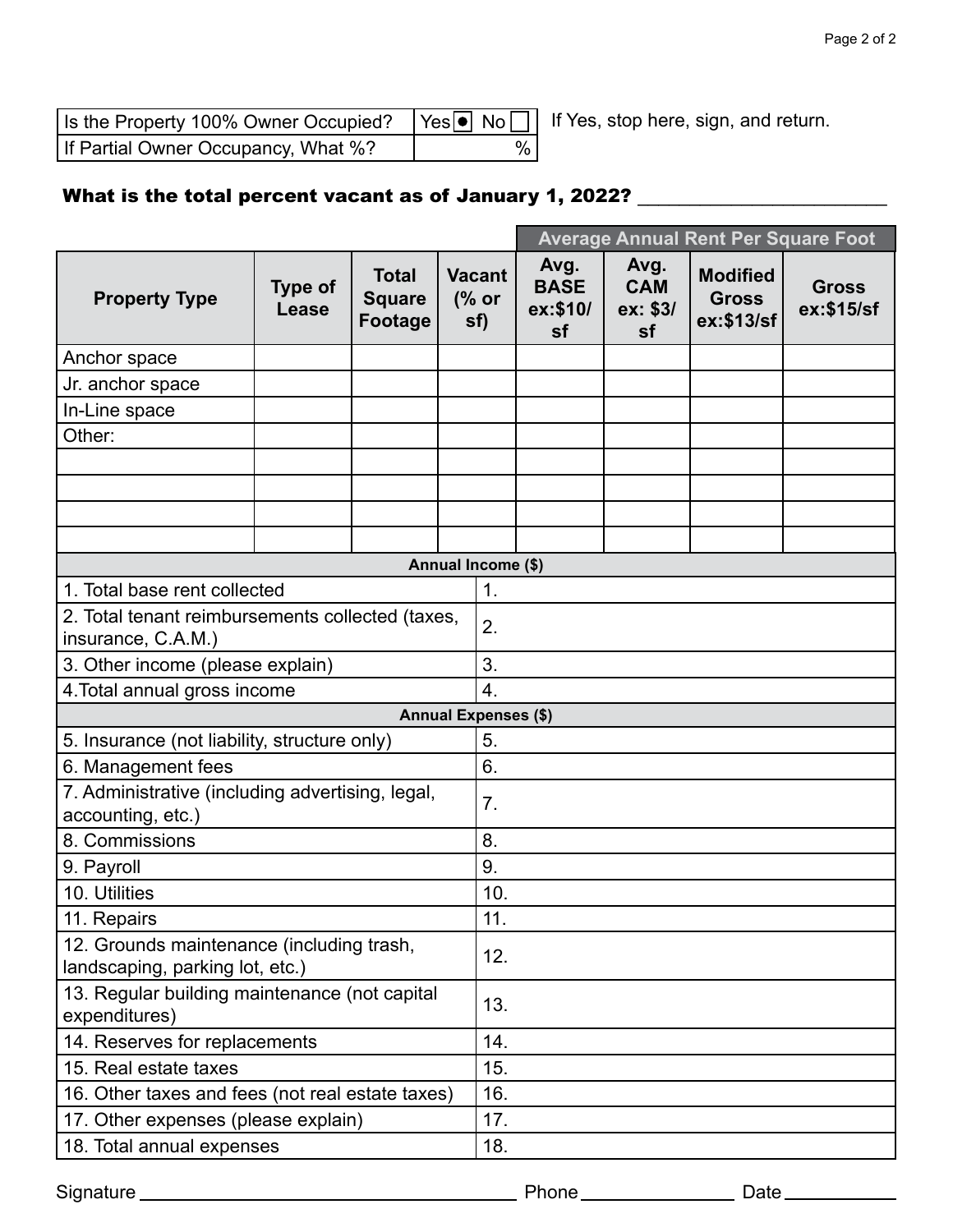| Is the Property 100% Owner Occupied? | Yes ● No ☐ |
|---|---|
| If Partial Owner Occupancy, What %? | % |

If Yes, stop here, sign, and return.

**What is the total percent vacant as of January 1, 2022?** _______________________

| | | | | Average Annual Rent Per Square Foot | | | |
|---|---|---|---|---|---|---|---|
| **Property Type** | **Type of Lease** | **Total Square Footage** | **Vacant (% or sf)** | **Avg. BASE ex:$10/sf** | **Avg. CAM ex: $3/sf** | **Modified Gross ex:$13/sf** | **Gross ex:$15/sf** |
| Anchor space | | | | | | | |
| Jr. anchor space | | | | | | | |
| In-Line space | | | | | | | |
| Other: | | | | | | | |
| | | | | | | | |
| | | | | | | | |
| | | | | | | | |
| | | | | | | | |

| **Annual Income ($)** | |
|---|---|
| 1. Total base rent collected | 1. |
| 2. Total tenant reimbursements collected (taxes, insurance, C.A.M.) | 2. |
| 3. Other income (please explain) | 3. |
| 4.Total annual gross income | 4. |
| **Annual Expenses ($)** | |
| 5. Insurance (not liability, structure only) | 5. |
| 6. Management fees | 6. |
| 7. Administrative (including advertising, legal, accounting, etc.) | 7. |
| 8. Commissions | 8. |
| 9. Payroll | 9. |
| 10. Utilities | 10. |
| 11. Repairs | 11. |
| 12. Grounds maintenance (including trash, landscaping, parking lot, etc.) | 12. |
| 13. Regular building maintenance (not capital expenditures) | 13. |
| 14. Reserves for replacements | 14. |
| 15. Real estate taxes | 15. |
| 16. Other taxes and fees (not real estate taxes) | 16. |
| 17. Other expenses (please explain) | 17. |
| 18. Total annual expenses | 18. |

Signature ______________________________ Phone ______________ Date __________